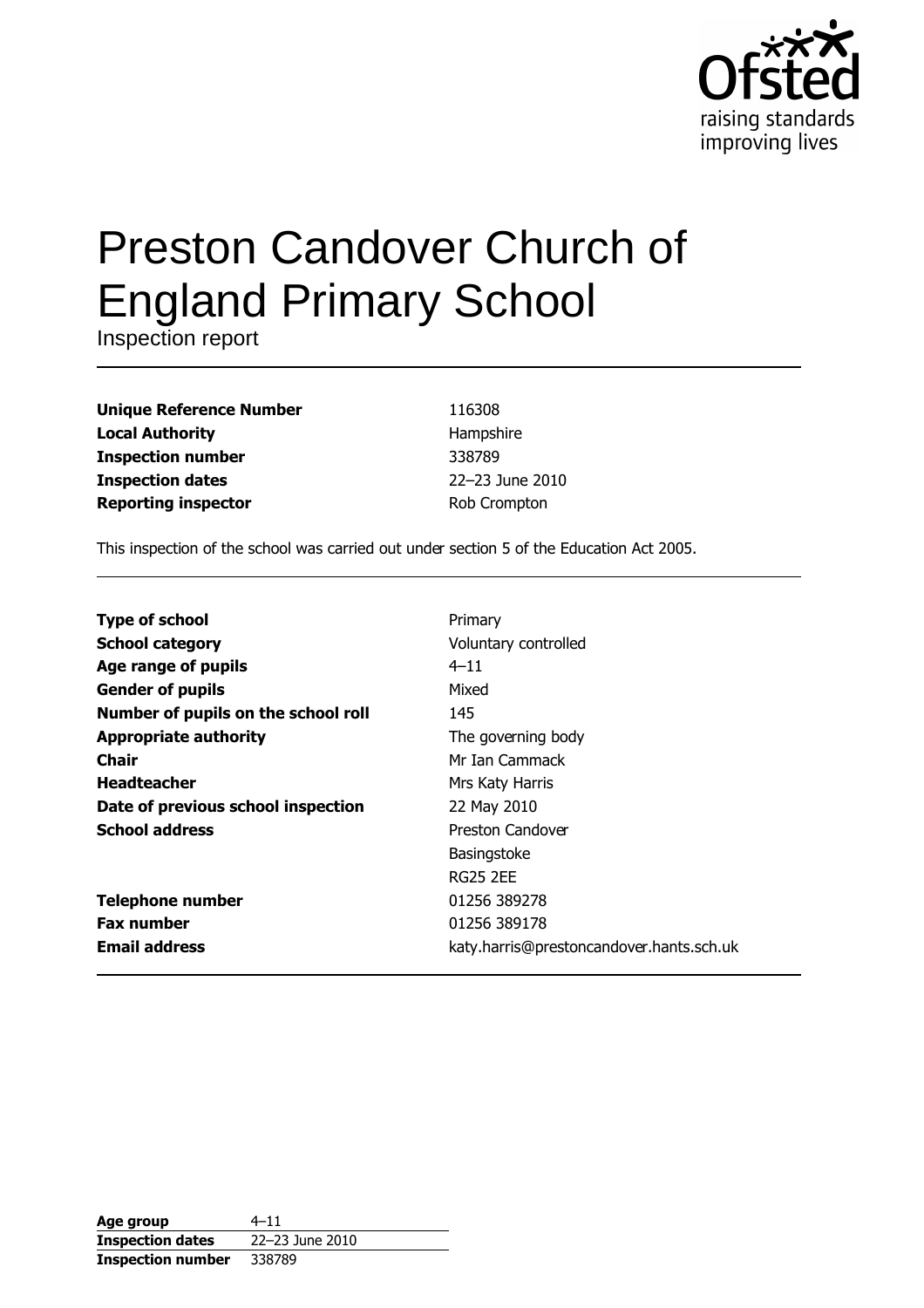Ofsted
raising standards
improving lives

# Preston Candover Church of England Primary School

Inspection report

| | |
|---|---|
| **Unique Reference Number** | 116308 |
| **Local Authority** | Hampshire |
| **Inspection number** | 338789 |
| **Inspection dates** | 22–23 June 2010 |
| **Reporting inspector** | Rob Crompton |

This inspection of the school was carried out under section 5 of the Education Act 2005.

| | |
|---|---|
| **Type of school** | Primary |
| **School category** | Voluntary controlled |
| **Age range of pupils** | 4–11 |
| **Gender of pupils** | Mixed |
| **Number of pupils on the school roll** | 145 |
| **Appropriate authority** | The governing body |
| **Chair** | Mr Ian Cammack |
| **Headteacher** | Mrs Katy Harris |
| **Date of previous school inspection** | 22 May 2010 |
| **School address** | Preston Candover<br>Basingstoke<br>RG25 2EE |
| **Telephone number** | 01256 389278 |
| **Fax number** | 01256 389178 |
| **Email address** | katy.harris@prestoncandover.hants.sch.uk |

| | |
|---|---|
| **Age group** | 4–11 |
| **Inspection dates** | 22–23 June 2010 |
| **Inspection number** | 338789 |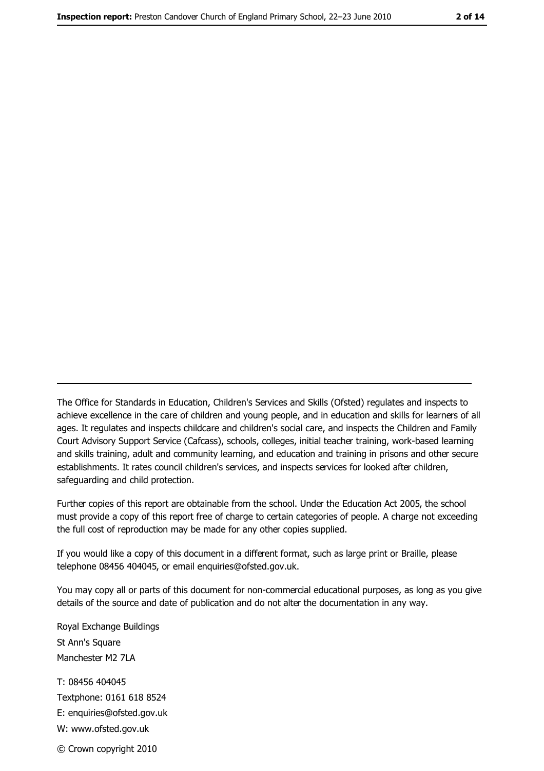The Office for Standards in Education, Children's Services and Skills (Ofsted) regulates and inspects to achieve excellence in the care of children and young people, and in education and skills for learners of all ages. It regulates and inspects childcare and children's social care, and inspects the Children and Family Court Advisory Support Service (Cafcass), schools, colleges, initial teacher training, work-based learning and skills training, adult and community learning, and education and training in prisons and other secure establishments. It rates council children's services, and inspects services for looked after children, safeguarding and child protection.

Further copies of this report are obtainable from the school. Under the Education Act 2005, the school must provide a copy of this report free of charge to certain categories of people. A charge not exceeding the full cost of reproduction may be made for any other copies supplied.

If you would like a copy of this document in a different format, such as large print or Braille, please telephone 08456 404045, or email enquiries@ofsted.gov.uk.

You may copy all or parts of this document for non-commercial educational purposes, as long as you give details of the source and date of publication and do not alter the documentation in any way.

Royal Exchange Buildings
St Ann's Square
Manchester M2 7LA

T: 08456 404045
Textphone: 0161 618 8524
E: enquiries@ofsted.gov.uk
W: www.ofsted.gov.uk

© Crown copyright 2010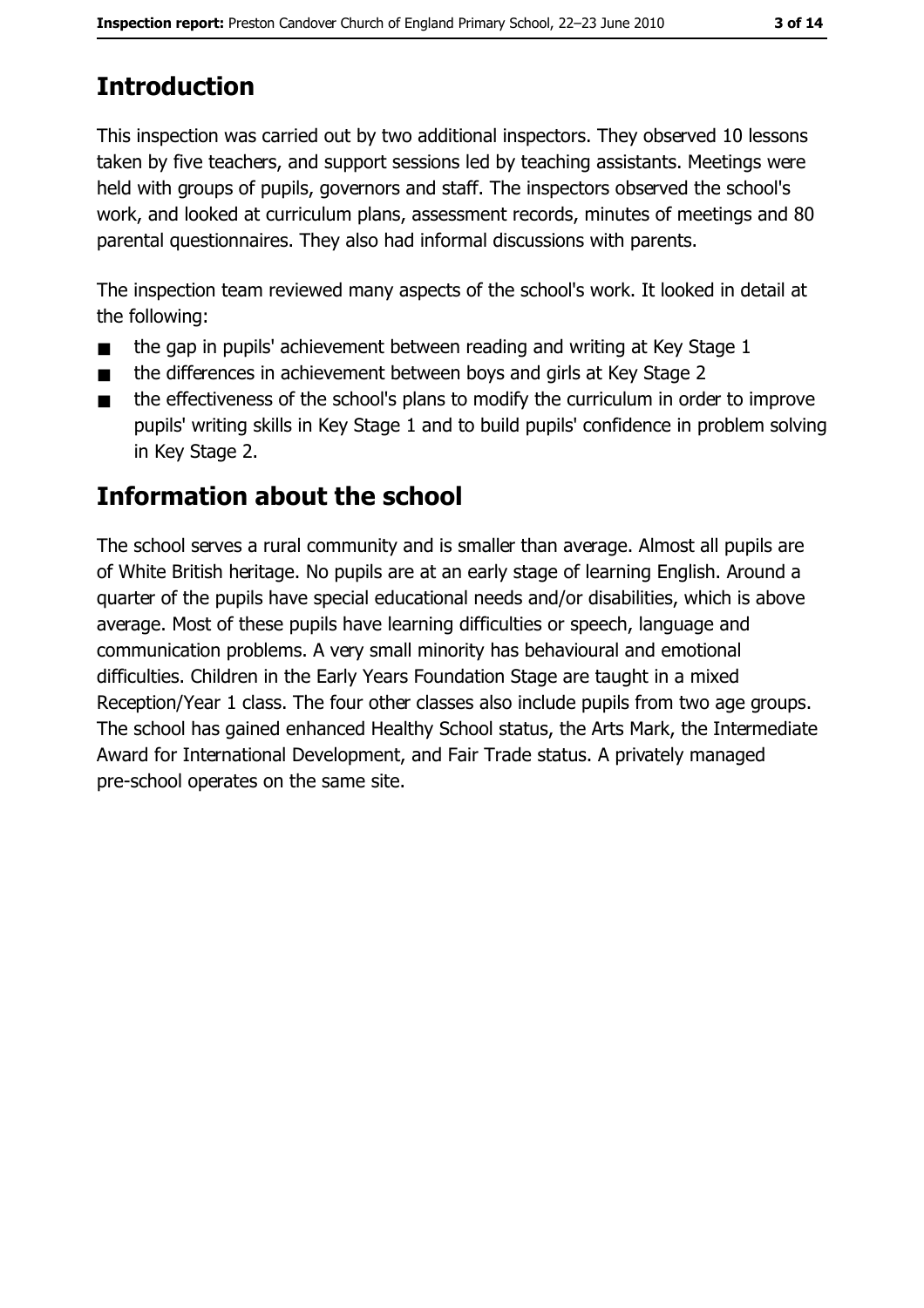# Introduction

This inspection was carried out by two additional inspectors. They observed 10 lessons taken by five teachers, and support sessions led by teaching assistants. Meetings were held with groups of pupils, governors and staff. The inspectors observed the school's work, and looked at curriculum plans, assessment records, minutes of meetings and 80 parental questionnaires. They also had informal discussions with parents.

The inspection team reviewed many aspects of the school's work. It looked in detail at the following:

- the gap in pupils' achievement between reading and writing at Key Stage 1
- the differences in achievement between boys and girls at Key Stage 2
- the effectiveness of the school's plans to modify the curriculum in order to improve pupils' writing skills in Key Stage 1 and to build pupils' confidence in problem solving in Key Stage 2.

# Information about the school

The school serves a rural community and is smaller than average. Almost all pupils are of White British heritage. No pupils are at an early stage of learning English. Around a quarter of the pupils have special educational needs and/or disabilities, which is above average. Most of these pupils have learning difficulties or speech, language and communication problems. A very small minority has behavioural and emotional difficulties. Children in the Early Years Foundation Stage are taught in a mixed Reception/Year 1 class. The four other classes also include pupils from two age groups. The school has gained enhanced Healthy School status, the Arts Mark, the Intermediate Award for International Development, and Fair Trade status. A privately managed pre-school operates on the same site.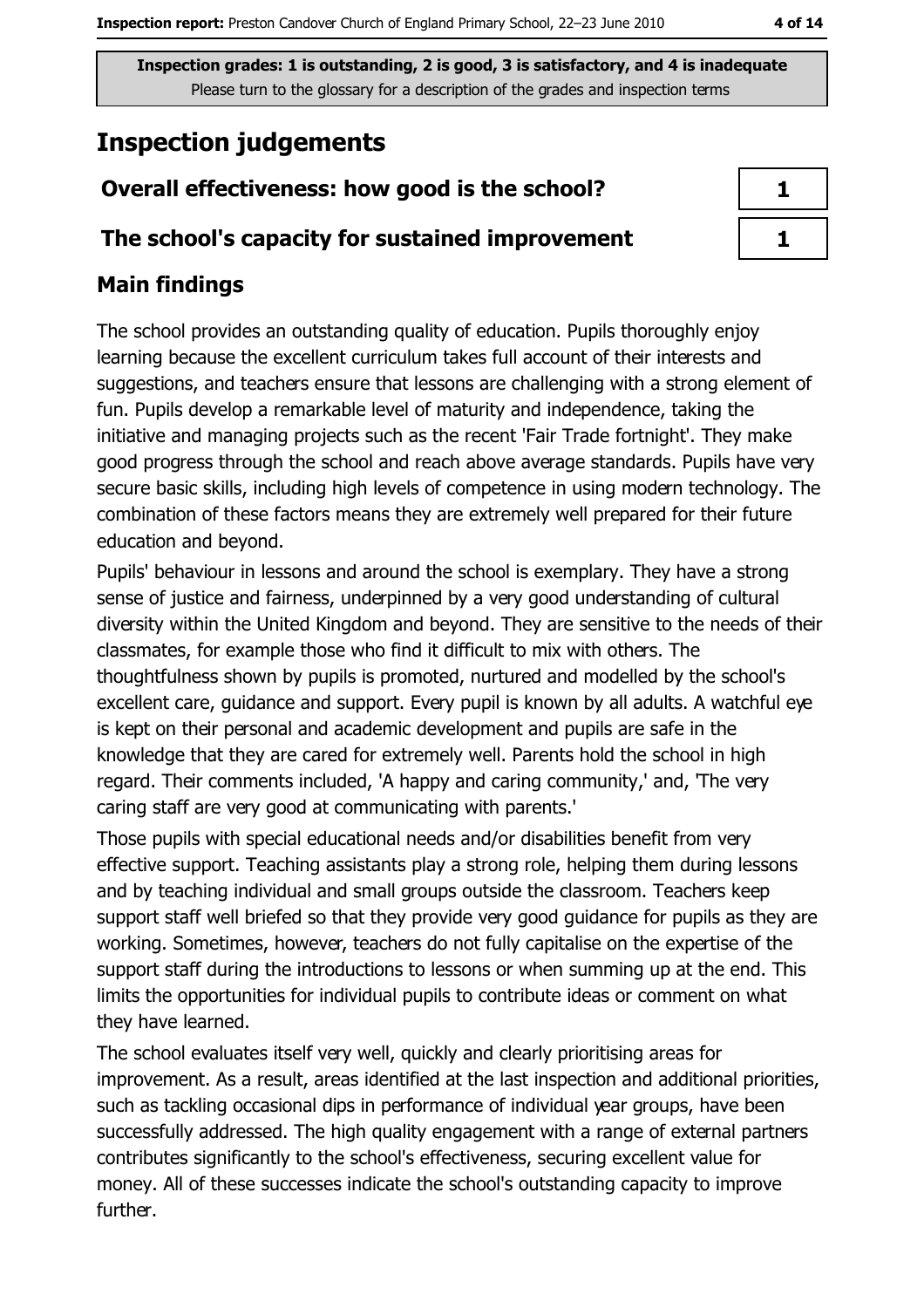Inspection grades: 1 is outstanding, 2 is good, 3 is satisfactory, and 4 is inadequate
Please turn to the glossary for a description of the grades and inspection terms

# Inspection judgements

| | |
|---|---|
| **Overall effectiveness: how good is the school?** | 1 |
| **The school's capacity for sustained improvement** | 1 |

## Main findings

The school provides an outstanding quality of education. Pupils thoroughly enjoy learning because the excellent curriculum takes full account of their interests and suggestions, and teachers ensure that lessons are challenging with a strong element of fun. Pupils develop a remarkable level of maturity and independence, taking the initiative and managing projects such as the recent 'Fair Trade fortnight'. They make good progress through the school and reach above average standards. Pupils have very secure basic skills, including high levels of competence in using modern technology. The combination of these factors means they are extremely well prepared for their future education and beyond.

Pupils' behaviour in lessons and around the school is exemplary. They have a strong sense of justice and fairness, underpinned by a very good understanding of cultural diversity within the United Kingdom and beyond. They are sensitive to the needs of their classmates, for example those who find it difficult to mix with others. The thoughtfulness shown by pupils is promoted, nurtured and modelled by the school's excellent care, guidance and support. Every pupil is known by all adults. A watchful eye is kept on their personal and academic development and pupils are safe in the knowledge that they are cared for extremely well. Parents hold the school in high regard. Their comments included, 'A happy and caring community,' and, 'The very caring staff are very good at communicating with parents.'

Those pupils with special educational needs and/or disabilities benefit from very effective support. Teaching assistants play a strong role, helping them during lessons and by teaching individual and small groups outside the classroom. Teachers keep support staff well briefed so that they provide very good guidance for pupils as they are working. Sometimes, however, teachers do not fully capitalise on the expertise of the support staff during the introductions to lessons or when summing up at the end. This limits the opportunities for individual pupils to contribute ideas or comment on what they have learned.

The school evaluates itself very well, quickly and clearly prioritising areas for improvement. As a result, areas identified at the last inspection and additional priorities, such as tackling occasional dips in performance of individual year groups, have been successfully addressed. The high quality engagement with a range of external partners contributes significantly to the school's effectiveness, securing excellent value for money. All of these successes indicate the school's outstanding capacity to improve further.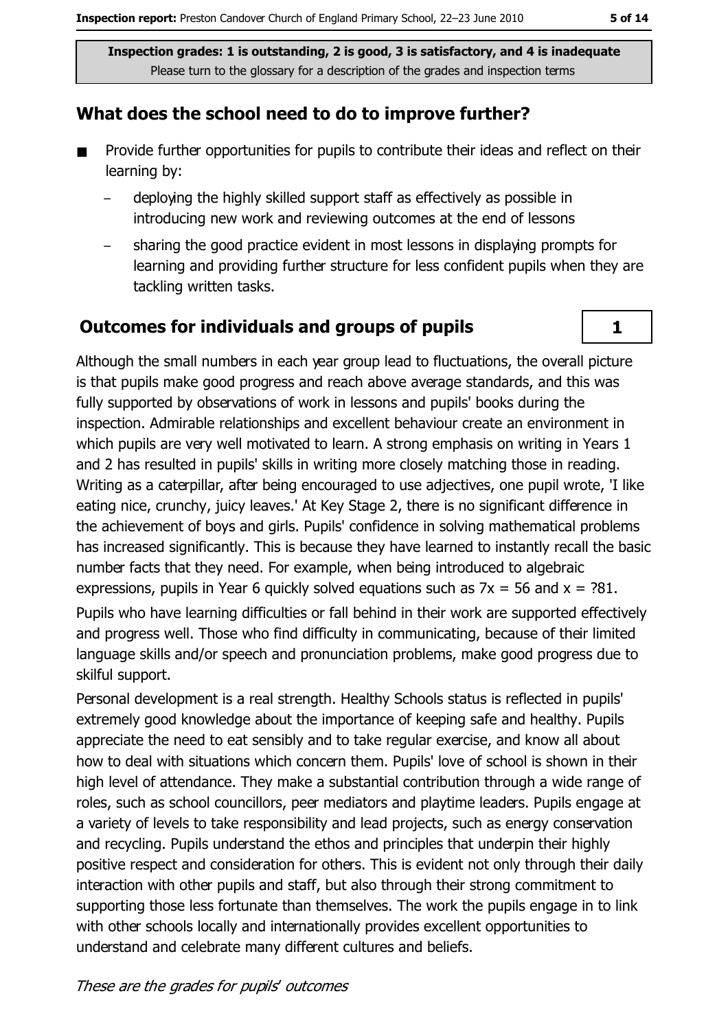Inspection grades: 1 is outstanding, 2 is good, 3 is satisfactory, and 4 is inadequate
Please turn to the glossary for a description of the grades and inspection terms

## What does the school need to do to improve further?

- Provide further opportunities for pupils to contribute their ideas and reflect on their learning by:
  - deploying the highly skilled support staff as effectively as possible in introducing new work and reviewing outcomes at the end of lessons
  - sharing the good practice evident in most lessons in displaying prompts for learning and providing further structure for less confident pupils when they are tackling written tasks.

## Outcomes for individuals and groups of pupils

**1**

Although the small numbers in each year group lead to fluctuations, the overall picture is that pupils make good progress and reach above average standards, and this was fully supported by observations of work in lessons and pupils' books during the inspection. Admirable relationships and excellent behaviour create an environment in which pupils are very well motivated to learn. A strong emphasis on writing in Years 1 and 2 has resulted in pupils' skills in writing more closely matching those in reading. Writing as a caterpillar, after being encouraged to use adjectives, one pupil wrote, 'I like eating nice, crunchy, juicy leaves.' At Key Stage 2, there is no significant difference in the achievement of boys and girls. Pupils' confidence in solving mathematical problems has increased significantly. This is because they have learned to instantly recall the basic number facts that they need. For example, when being introduced to algebraic expressions, pupils in Year 6 quickly solved equations such as $7x = 56$ and $x = ?81$.

Pupils who have learning difficulties or fall behind in their work are supported effectively and progress well. Those who find difficulty in communicating, because of their limited language skills and/or speech and pronunciation problems, make good progress due to skilful support.

Personal development is a real strength. Healthy Schools status is reflected in pupils' extremely good knowledge about the importance of keeping safe and healthy. Pupils appreciate the need to eat sensibly and to take regular exercise, and know all about how to deal with situations which concern them. Pupils' love of school is shown in their high level of attendance. They make a substantial contribution through a wide range of roles, such as school councillors, peer mediators and playtime leaders. Pupils engage at a variety of levels to take responsibility and lead projects, such as energy conservation and recycling. Pupils understand the ethos and principles that underpin their highly positive respect and consideration for others. This is evident not only through their daily interaction with other pupils and staff, but also through their strong commitment to supporting those less fortunate than themselves. The work the pupils engage in to link with other schools locally and internationally provides excellent opportunities to understand and celebrate many different cultures and beliefs.

*These are the grades for pupils' outcomes*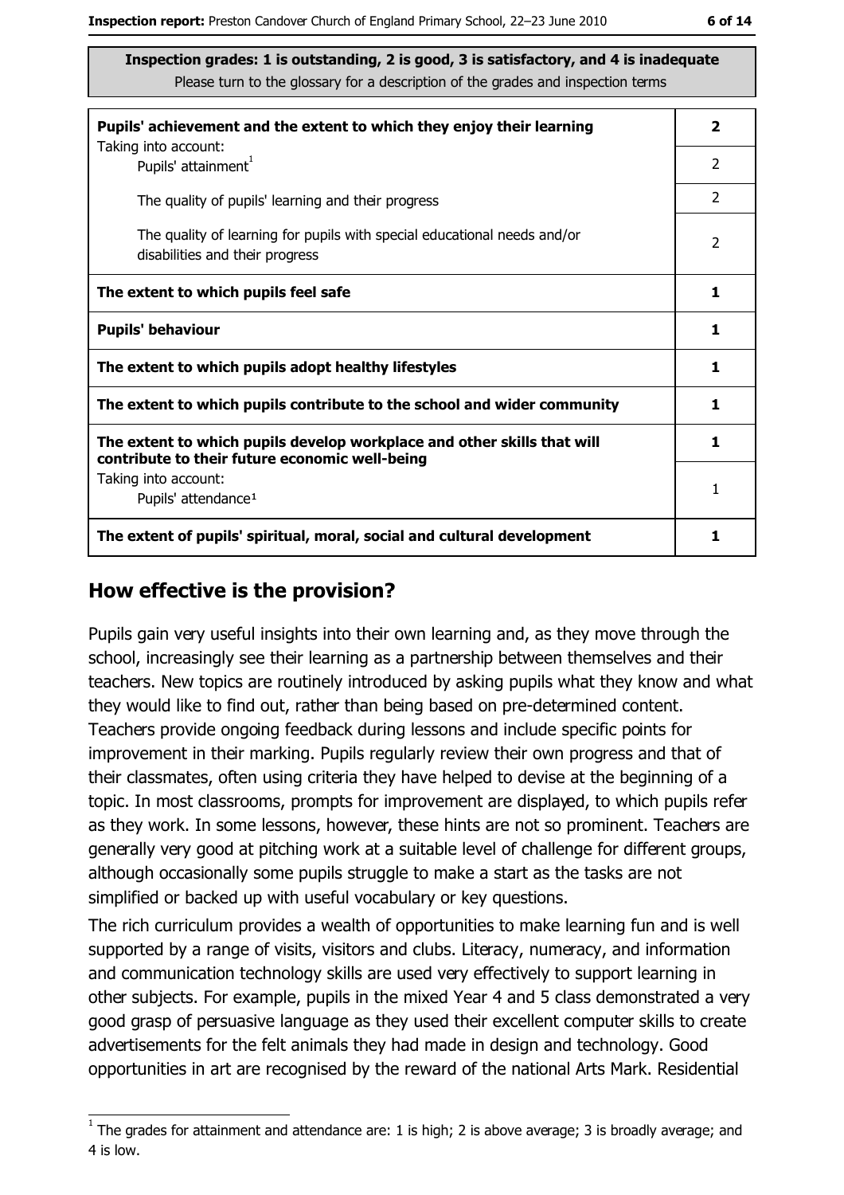**Inspection grades: 1 is outstanding, 2 is good, 3 is satisfactory, and 4 is inadequate**
Please turn to the glossary for a description of the grades and inspection terms

| | |
|---|---|
| **Pupils' achievement and the extent to which they enjoy their learning** | **2** |
| Taking into account: Pupils' attainment[1] | 2 |
| The quality of pupils' learning and their progress | 2 |
| The quality of learning for pupils with special educational needs and/or disabilities and their progress | 2 |
| **The extent to which pupils feel safe** | **1** |
| **Pupils' behaviour** | **1** |
| **The extent to which pupils adopt healthy lifestyles** | **1** |
| **The extent to which pupils contribute to the school and wider community** | **1** |
| **The extent to which pupils develop workplace and other skills that will contribute to their future economic well-being** | **1** |
| Taking into account: Pupils' attendance[1] | 1 |
| **The extent of pupils' spiritual, moral, social and cultural development** | **1** |

## How effective is the provision?

Pupils gain very useful insights into their own learning and, as they move through the school, increasingly see their learning as a partnership between themselves and their teachers. New topics are routinely introduced by asking pupils what they know and what they would like to find out, rather than being based on pre-determined content. Teachers provide ongoing feedback during lessons and include specific points for improvement in their marking. Pupils regularly review their own progress and that of their classmates, often using criteria they have helped to devise at the beginning of a topic. In most classrooms, prompts for improvement are displayed, to which pupils refer as they work. In some lessons, however, these hints are not so prominent. Teachers are generally very good at pitching work at a suitable level of challenge for different groups, although occasionally some pupils struggle to make a start as the tasks are not simplified or backed up with useful vocabulary or key questions.

The rich curriculum provides a wealth of opportunities to make learning fun and is well supported by a range of visits, visitors and clubs. Literacy, numeracy, and information and communication technology skills are used very effectively to support learning in other subjects. For example, pupils in the mixed Year 4 and 5 class demonstrated a very good grasp of persuasive language as they used their excellent computer skills to create advertisements for the felt animals they had made in design and technology. Good opportunities in art are recognised by the reward of the national Arts Mark. Residential

[1] The grades for attainment and attendance are: 1 is high; 2 is above average; 3 is broadly average; and 4 is low.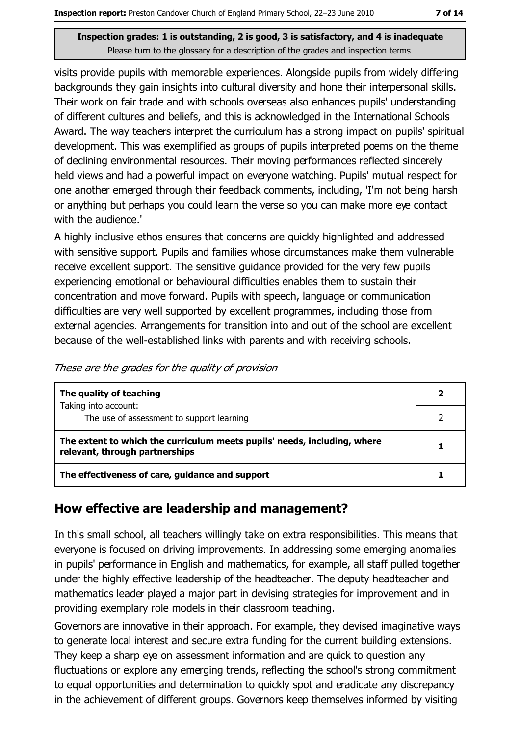visits provide pupils with memorable experiences. Alongside pupils from widely differing backgrounds they gain insights into cultural diversity and hone their interpersonal skills. Their work on fair trade and with schools overseas also enhances pupils' understanding of different cultures and beliefs, and this is acknowledged in the International Schools Award. The way teachers interpret the curriculum has a strong impact on pupils' spiritual development. This was exemplified as groups of pupils interpreted poems on the theme of declining environmental resources. Their moving performances reflected sincerely held views and had a powerful impact on everyone watching. Pupils' mutual respect for one another emerged through their feedback comments, including, 'I'm not being harsh or anything but perhaps you could learn the verse so you can make more eye contact with the audience.'

A highly inclusive ethos ensures that concerns are quickly highlighted and addressed with sensitive support. Pupils and families whose circumstances make them vulnerable receive excellent support. The sensitive guidance provided for the very few pupils experiencing emotional or behavioural difficulties enables them to sustain their concentration and move forward. Pupils with speech, language or communication difficulties are very well supported by excellent programmes, including those from external agencies. Arrangements for transition into and out of the school are excellent because of the well-established links with parents and with receiving schools.

*These are the grades for the quality of provision*

| | |
|---|---|
| **The quality of teaching** | **2** |
| Taking into account: The use of assessment to support learning | 2 |
| **The extent to which the curriculum meets pupils' needs, including, where relevant, through partnerships** | **1** |
| **The effectiveness of care, guidance and support** | **1** |

## How effective are leadership and management?

In this small school, all teachers willingly take on extra responsibilities. This means that everyone is focused on driving improvements. In addressing some emerging anomalies in pupils' performance in English and mathematics, for example, all staff pulled together under the highly effective leadership of the headteacher. The deputy headteacher and mathematics leader played a major part in devising strategies for improvement and in providing exemplary role models in their classroom teaching.

Governors are innovative in their approach. For example, they devised imaginative ways to generate local interest and secure extra funding for the current building extensions. They keep a sharp eye on assessment information and are quick to question any fluctuations or explore any emerging trends, reflecting the school's strong commitment to equal opportunities and determination to quickly spot and eradicate any discrepancy in the achievement of different groups. Governors keep themselves informed by visiting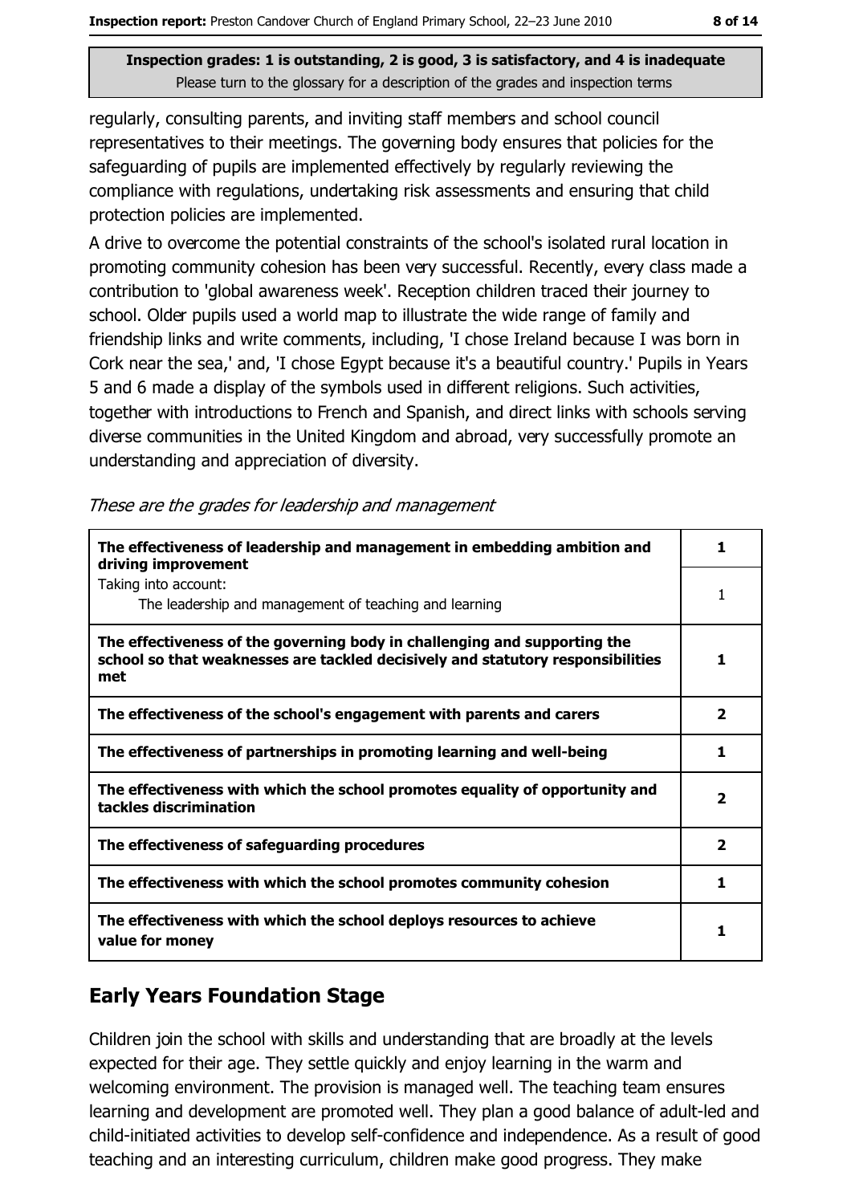**Inspection grades: 1 is outstanding, 2 is good, 3 is satisfactory, and 4 is inadequate**
Please turn to the glossary for a description of the grades and inspection terms

regularly, consulting parents, and inviting staff members and school council representatives to their meetings. The governing body ensures that policies for the safeguarding of pupils are implemented effectively by regularly reviewing the compliance with regulations, undertaking risk assessments and ensuring that child protection policies are implemented.

A drive to overcome the potential constraints of the school's isolated rural location in promoting community cohesion has been very successful. Recently, every class made a contribution to 'global awareness week'. Reception children traced their journey to school. Older pupils used a world map to illustrate the wide range of family and friendship links and write comments, including, 'I chose Ireland because I was born in Cork near the sea,' and, 'I chose Egypt because it's a beautiful country.' Pupils in Years 5 and 6 made a display of the symbols used in different religions. Such activities, together with introductions to French and Spanish, and direct links with schools serving diverse communities in the United Kingdom and abroad, very successfully promote an understanding and appreciation of diversity.

*These are the grades for leadership and management*

| | |
|---|---|
| **The effectiveness of leadership and management in embedding ambition and driving improvement** | **1** |
| Taking into account: The leadership and management of teaching and learning | 1 |
| **The effectiveness of the governing body in challenging and supporting the school so that weaknesses are tackled decisively and statutory responsibilities met** | **1** |
| **The effectiveness of the school's engagement with parents and carers** | **2** |
| **The effectiveness of partnerships in promoting learning and well-being** | **1** |
| **The effectiveness with which the school promotes equality of opportunity and tackles discrimination** | **2** |
| **The effectiveness of safeguarding procedures** | **2** |
| **The effectiveness with which the school promotes community cohesion** | **1** |
| **The effectiveness with which the school deploys resources to achieve value for money** | **1** |

## Early Years Foundation Stage

Children join the school with skills and understanding that are broadly at the levels expected for their age. They settle quickly and enjoy learning in the warm and welcoming environment. The provision is managed well. The teaching team ensures learning and development are promoted well. They plan a good balance of adult-led and child-initiated activities to develop self-confidence and independence. As a result of good teaching and an interesting curriculum, children make good progress. They make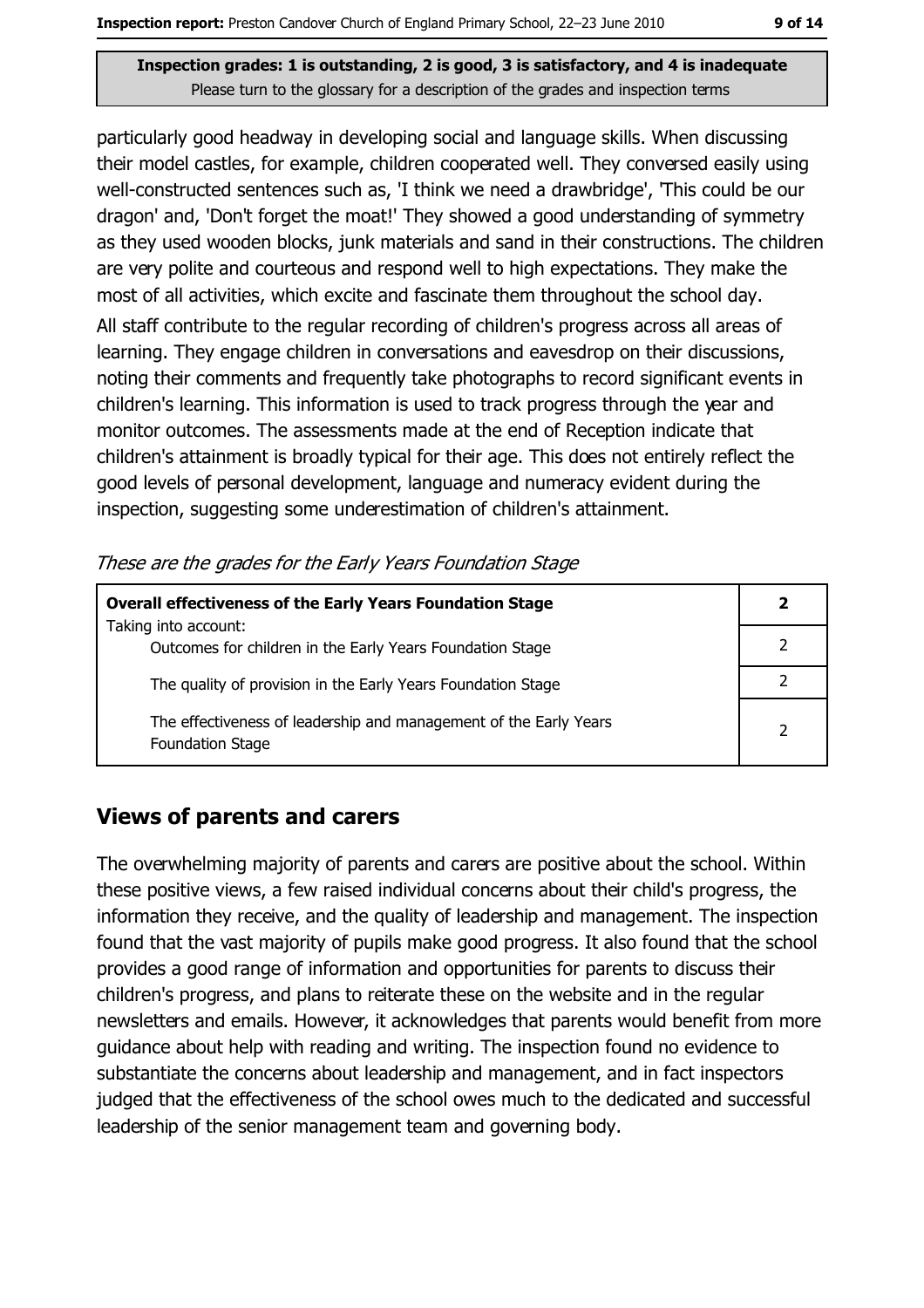**Inspection grades: 1 is outstanding, 2 is good, 3 is satisfactory, and 4 is inadequate**
Please turn to the glossary for a description of the grades and inspection terms

particularly good headway in developing social and language skills. When discussing their model castles, for example, children cooperated well. They conversed easily using well-constructed sentences such as, 'I think we need a drawbridge', 'This could be our dragon' and, 'Don't forget the moat!' They showed a good understanding of symmetry as they used wooden blocks, junk materials and sand in their constructions. The children are very polite and courteous and respond well to high expectations. They make the most of all activities, which excite and fascinate them throughout the school day.

All staff contribute to the regular recording of children's progress across all areas of learning. They engage children in conversations and eavesdrop on their discussions, noting their comments and frequently take photographs to record significant events in children's learning. This information is used to track progress through the year and monitor outcomes. The assessments made at the end of Reception indicate that children's attainment is broadly typical for their age. This does not entirely reflect the good levels of personal development, language and numeracy evident during the inspection, suggesting some underestimation of children's attainment.

*These are the grades for the Early Years Foundation Stage*

| **Overall effectiveness of the Early Years Foundation Stage** | **2** |
|---|---|
| Taking into account: Outcomes for children in the Early Years Foundation Stage | 2 |
| The quality of provision in the Early Years Foundation Stage | 2 |
| The effectiveness of leadership and management of the Early Years Foundation Stage | 2 |

## Views of parents and carers

The overwhelming majority of parents and carers are positive about the school. Within these positive views, a few raised individual concerns about their child's progress, the information they receive, and the quality of leadership and management. The inspection found that the vast majority of pupils make good progress. It also found that the school provides a good range of information and opportunities for parents to discuss their children's progress, and plans to reiterate these on the website and in the regular newsletters and emails. However, it acknowledges that parents would benefit from more guidance about help with reading and writing. The inspection found no evidence to substantiate the concerns about leadership and management, and in fact inspectors judged that the effectiveness of the school owes much to the dedicated and successful leadership of the senior management team and governing body.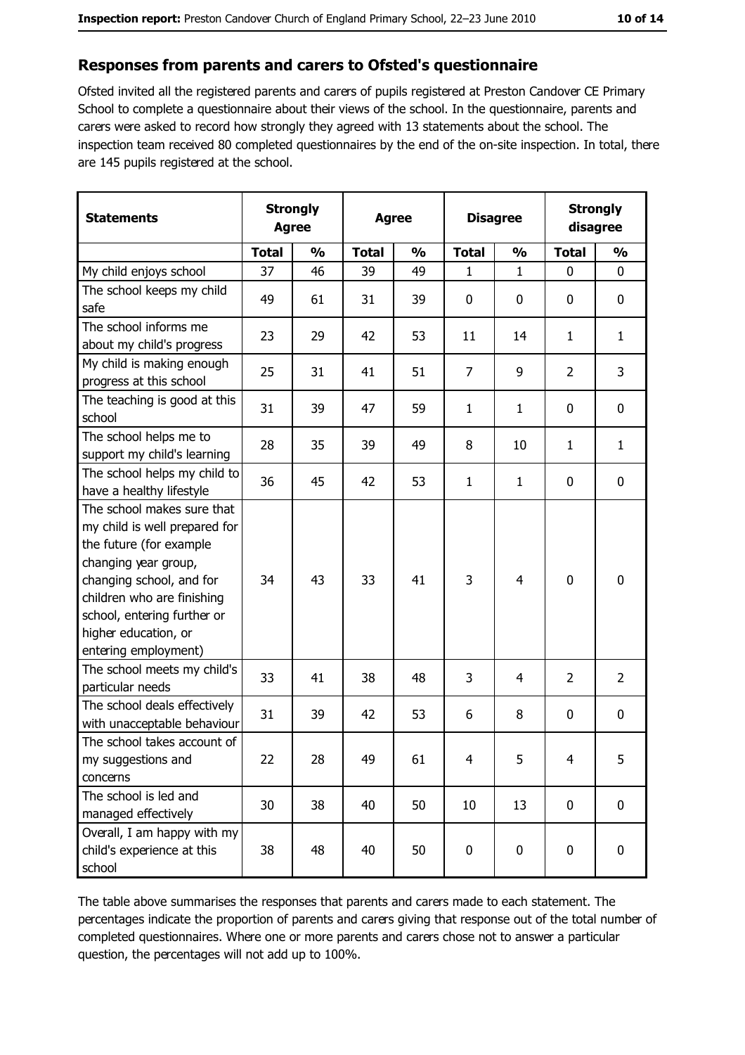## Responses from parents and carers to Ofsted's questionnaire

Ofsted invited all the registered parents and carers of pupils registered at Preston Candover CE Primary School to complete a questionnaire about their views of the school. In the questionnaire, parents and carers were asked to record how strongly they agreed with 13 statements about the school. The inspection team received 80 completed questionnaires by the end of the on-site inspection. In total, there are 145 pupils registered at the school.

| Statements | Strongly Agree | | Agree | | Disagree | | Strongly disagree | |
|---|---|---|---|---|---|---|---|---|
| | Total | % | Total | % | Total | % | Total | % |
| My child enjoys school | 37 | 46 | 39 | 49 | 1 | 1 | 0 | 0 |
| The school keeps my child safe | 49 | 61 | 31 | 39 | 0 | 0 | 0 | 0 |
| The school informs me about my child's progress | 23 | 29 | 42 | 53 | 11 | 14 | 1 | 1 |
| My child is making enough progress at this school | 25 | 31 | 41 | 51 | 7 | 9 | 2 | 3 |
| The teaching is good at this school | 31 | 39 | 47 | 59 | 1 | 1 | 0 | 0 |
| The school helps me to support my child's learning | 28 | 35 | 39 | 49 | 8 | 10 | 1 | 1 |
| The school helps my child to have a healthy lifestyle | 36 | 45 | 42 | 53 | 1 | 1 | 0 | 0 |
| The school makes sure that my child is well prepared for the future (for example changing year group, changing school, and for children who are finishing school, entering further or higher education, or entering employment) | 34 | 43 | 33 | 41 | 3 | 4 | 0 | 0 |
| The school meets my child's particular needs | 33 | 41 | 38 | 48 | 3 | 4 | 2 | 2 |
| The school deals effectively with unacceptable behaviour | 31 | 39 | 42 | 53 | 6 | 8 | 0 | 0 |
| The school takes account of my suggestions and concerns | 22 | 28 | 49 | 61 | 4 | 5 | 4 | 5 |
| The school is led and managed effectively | 30 | 38 | 40 | 50 | 10 | 13 | 0 | 0 |
| Overall, I am happy with my child's experience at this school | 38 | 48 | 40 | 50 | 0 | 0 | 0 | 0 |

The table above summarises the responses that parents and carers made to each statement. The percentages indicate the proportion of parents and carers giving that response out of the total number of completed questionnaires. Where one or more parents and carers chose not to answer a particular question, the percentages will not add up to 100%.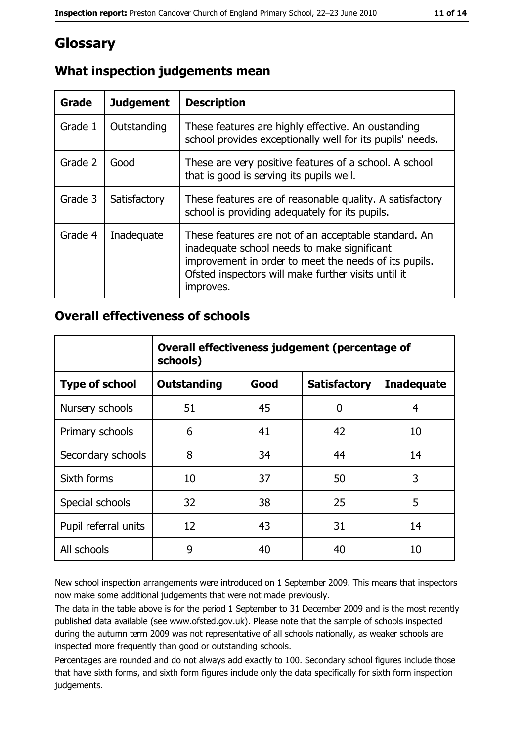# Glossary

## What inspection judgements mean

| Grade | Judgement | Description |
|---|---|---|
| Grade 1 | Outstanding | These features are highly effective. An oustanding school provides exceptionally well for its pupils' needs. |
| Grade 2 | Good | These are very positive features of a school. A school that is good is serving its pupils well. |
| Grade 3 | Satisfactory | These features are of reasonable quality. A satisfactory school is providing adequately for its pupils. |
| Grade 4 | Inadequate | These features are not of an acceptable standard. An inadequate school needs to make significant improvement in order to meet the needs of its pupils. Ofsted inspectors will make further visits until it improves. |

## Overall effectiveness of schools

| | Overall effectiveness judgement (percentage of schools) | | | |
|---|---|---|---|---|
| **Type of school** | **Outstanding** | **Good** | **Satisfactory** | **Inadequate** |
| Nursery schools | 51 | 45 | 0 | 4 |
| Primary schools | 6 | 41 | 42 | 10 |
| Secondary schools | 8 | 34 | 44 | 14 |
| Sixth forms | 10 | 37 | 50 | 3 |
| Special schools | 32 | 38 | 25 | 5 |
| Pupil referral units | 12 | 43 | 31 | 14 |
| All schools | 9 | 40 | 40 | 10 |

New school inspection arrangements were introduced on 1 September 2009. This means that inspectors now make some additional judgements that were not made previously.

The data in the table above is for the period 1 September to 31 December 2009 and is the most recently published data available (see www.ofsted.gov.uk). Please note that the sample of schools inspected during the autumn term 2009 was not representative of all schools nationally, as weaker schools are inspected more frequently than good or outstanding schools.

Percentages are rounded and do not always add exactly to 100. Secondary school figures include those that have sixth forms, and sixth form figures include only the data specifically for sixth form inspection judgements.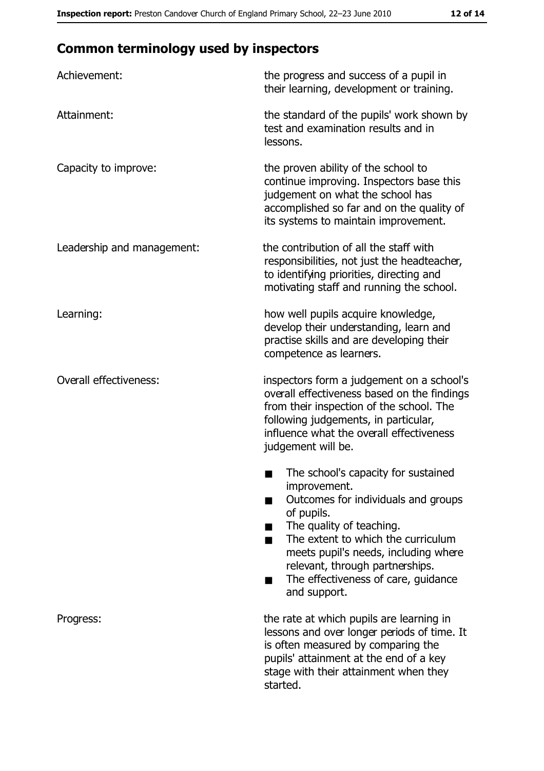## Common terminology used by inspectors

| | |
|---|---|
| Achievement: | the progress and success of a pupil in their learning, development or training. |
| Attainment: | the standard of the pupils' work shown by test and examination results and in lessons. |
| Capacity to improve: | the proven ability of the school to continue improving. Inspectors base this judgement on what the school has accomplished so far and on the quality of its systems to maintain improvement. |
| Leadership and management: | the contribution of all the staff with responsibilities, not just the headteacher, to identifying priorities, directing and motivating staff and running the school. |
| Learning: | how well pupils acquire knowledge, develop their understanding, learn and practise skills and are developing their competence as learners. |
| Overall effectiveness: | inspectors form a judgement on a school's overall effectiveness based on the findings from their inspection of the school. The following judgements, in particular, influence what the overall effectiveness judgement will be. ■ The school's capacity for sustained improvement. ■ Outcomes for individuals and groups of pupils. ■ The quality of teaching. ■ The extent to which the curriculum meets pupil's needs, including where relevant, through partnerships. ■ The effectiveness of care, guidance and support. |
| Progress: | the rate at which pupils are learning in lessons and over longer periods of time. It is often measured by comparing the pupils' attainment at the end of a key stage with their attainment when they started. |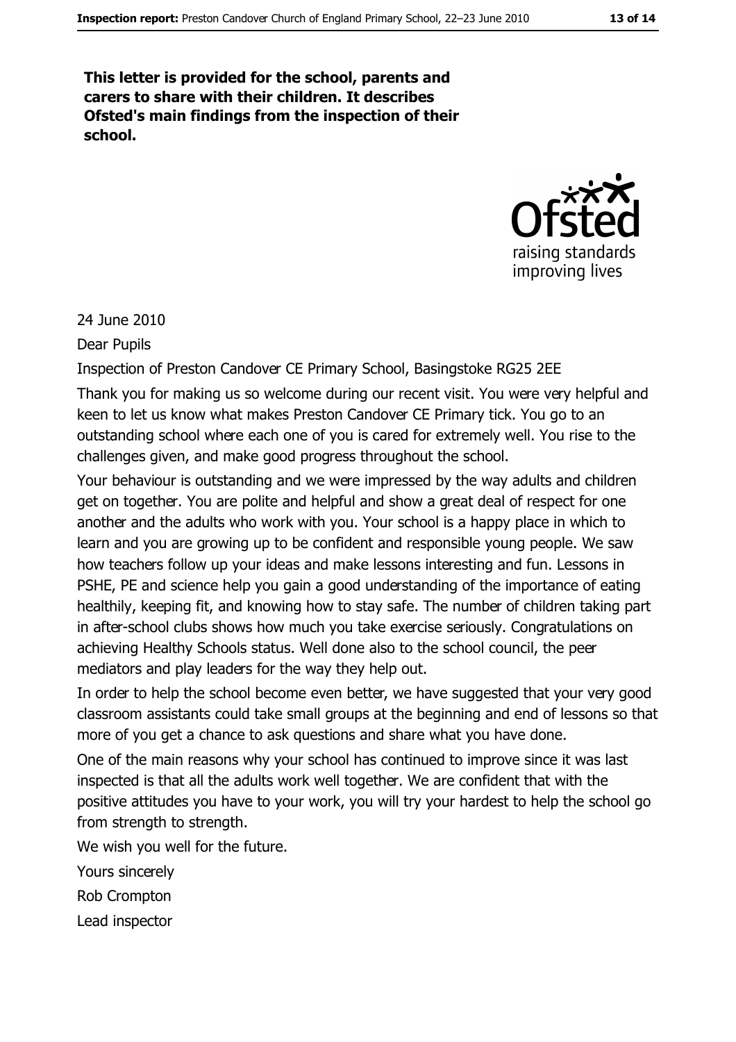**This letter is provided for the school, parents and carers to share with their children. It describes Ofsted's main findings from the inspection of their school.**

24 June 2010

Dear Pupils

Inspection of Preston Candover CE Primary School, Basingstoke RG25 2EE

Thank you for making us so welcome during our recent visit. You were very helpful and keen to let us know what makes Preston Candover CE Primary tick. You go to an outstanding school where each one of you is cared for extremely well. You rise to the challenges given, and make good progress throughout the school.

Your behaviour is outstanding and we were impressed by the way adults and children get on together. You are polite and helpful and show a great deal of respect for one another and the adults who work with you. Your school is a happy place in which to learn and you are growing up to be confident and responsible young people. We saw how teachers follow up your ideas and make lessons interesting and fun. Lessons in PSHE, PE and science help you gain a good understanding of the importance of eating healthily, keeping fit, and knowing how to stay safe. The number of children taking part in after-school clubs shows how much you take exercise seriously. Congratulations on achieving Healthy Schools status. Well done also to the school council, the peer mediators and play leaders for the way they help out.

In order to help the school become even better, we have suggested that your very good classroom assistants could take small groups at the beginning and end of lessons so that more of you get a chance to ask questions and share what you have done.

One of the main reasons why your school has continued to improve since it was last inspected is that all the adults work well together. We are confident that with the positive attitudes you have to your work, you will try your hardest to help the school go from strength to strength.

We wish you well for the future.

Yours sincerely

Rob Crompton

Lead inspector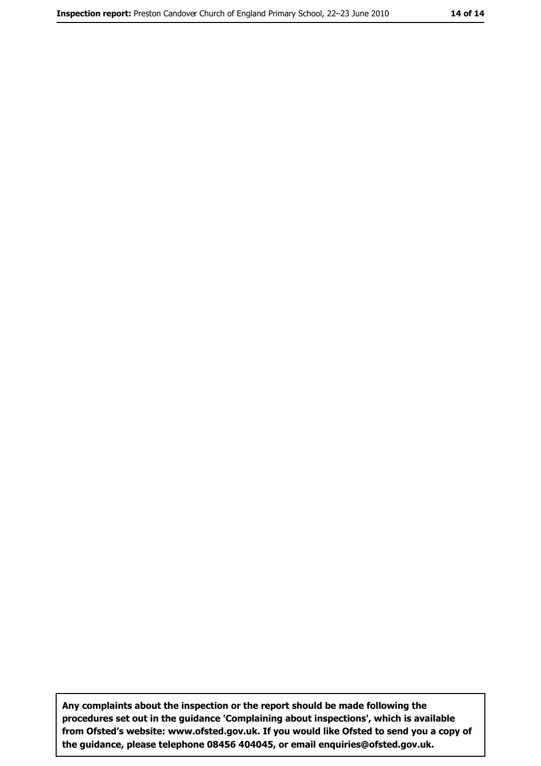**Any complaints about the inspection or the report should be made following the procedures set out in the guidance 'Complaining about inspections', which is available from Ofsted's website: www.ofsted.gov.uk. If you would like Ofsted to send you a copy of the guidance, please telephone 08456 404045, or email enquiries@ofsted.gov.uk.**